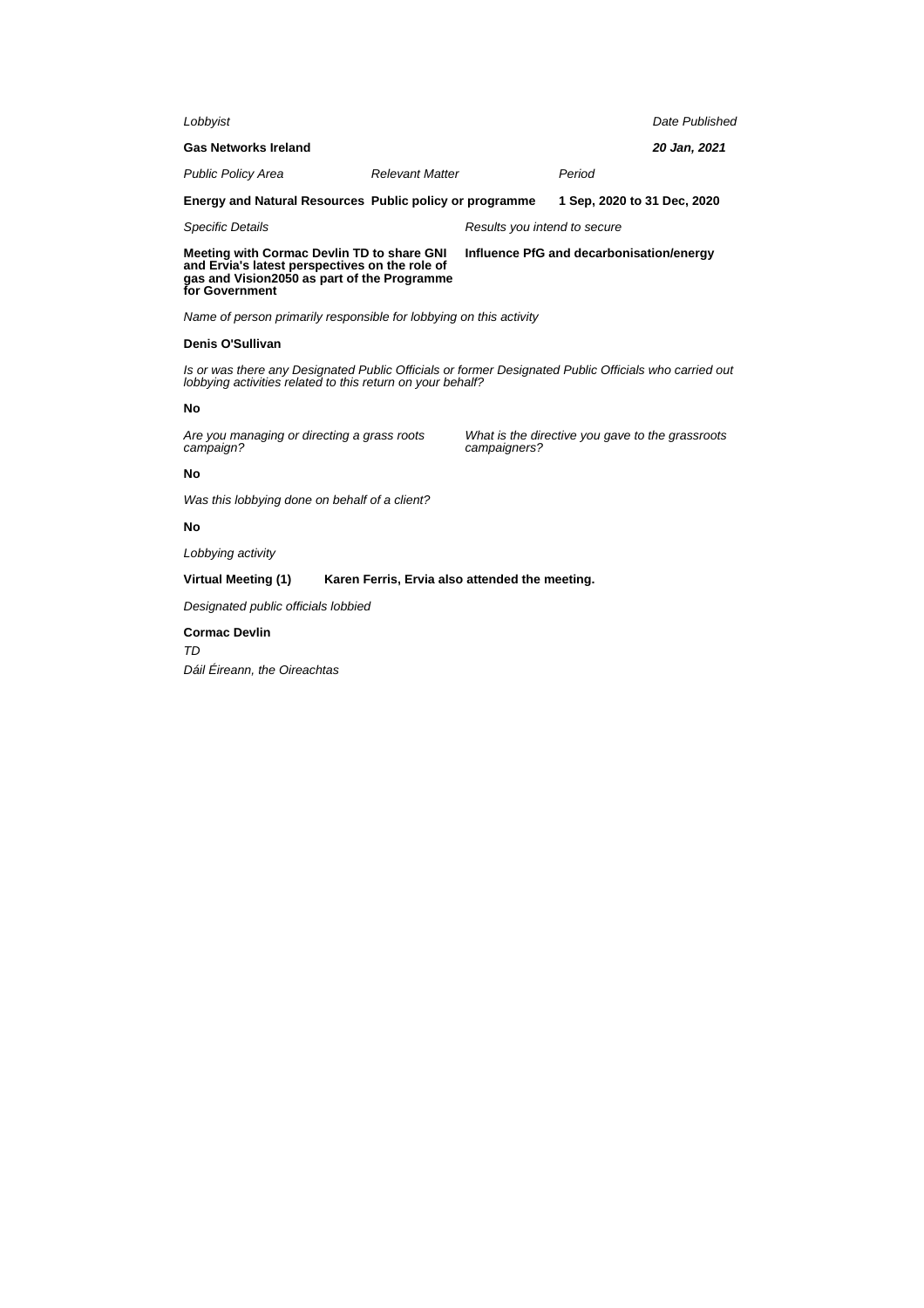*Lobbyist*

**Gas Networks Ireland**

*Date Published*

***20 Jan, 2021***

| *Public Policy Area* | *Relevant Matter* | *Period* |
|---|---|---|
| **Energy and Natural Resources** | **Public policy or programme** | **1 Sep, 2020 to 31 Dec, 2020** |

| *Specific Details* | *Results you intend to secure* |
|---|---|
| **Meeting with Cormac Devlin TD to share GNI and Ervia's latest perspectives on the role of gas and Vision2050 as part of the Programme for Government** | **Influence PfG and decarbonisation/energy** |

*Name of person primarily responsible for lobbying on this activity*

**Denis O'Sullivan**

*Is or was there any Designated Public Officials or former Designated Public Officials who carried out lobbying activities related to this return on your behalf?*

**No**

*Are you managing or directing a grass roots campaign?*

**No**

*What is the directive you gave to the grassroots campaigners?*

*Was this lobbying done on behalf of a client?*

**No**

*Lobbying activity*

**Virtual Meeting (1)** **Karen Ferris, Ervia also attended the meeting.**

*Designated public officials lobbied*

**Cormac Devlin**
*TD*
*Dáil Éireann, the Oireachtas*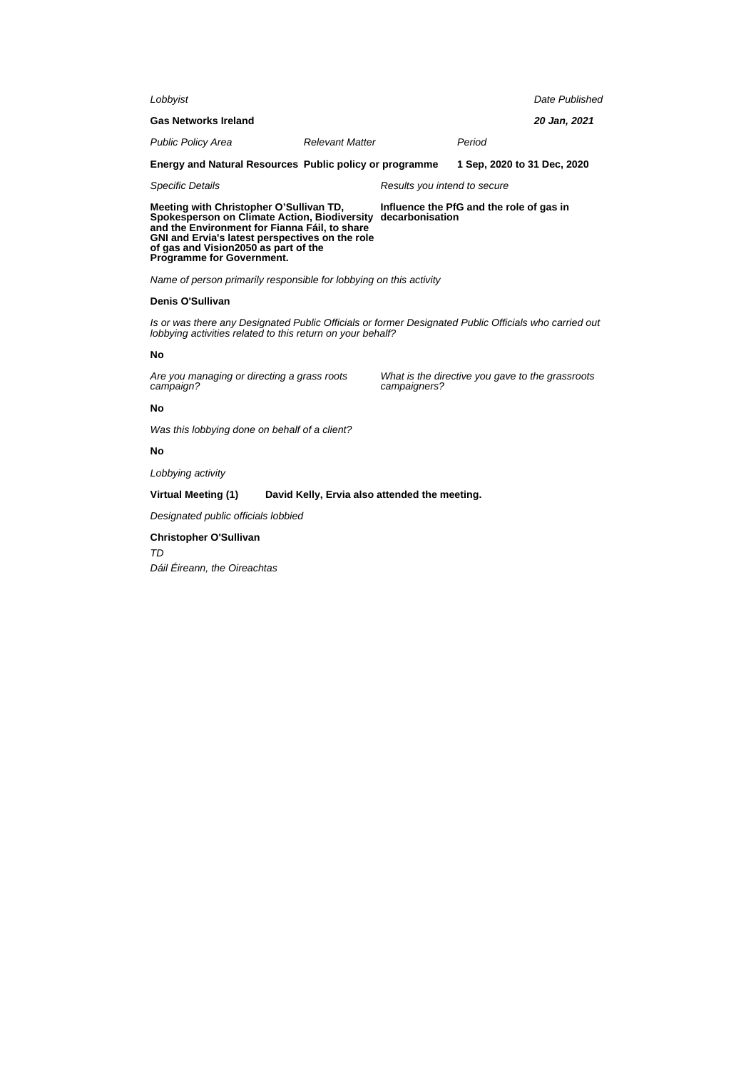*Lobbyist*

**Gas Networks Ireland**

*Date Published*

***20 Jan, 2021***

| *Public Policy Area* | *Relevant Matter* | *Period* |
|---|---|---|
| **Energy and Natural Resources** | **Public policy or programme** | **1 Sep, 2020 to 31 Dec, 2020** |

| *Specific Details* | *Results you intend to secure* |
|---|---|
| **Meeting with Christopher O'Sullivan TD, Spokesperson on Climate Action, Biodiversity and the Environment for Fianna Fáil, to share GNI and Ervia's latest perspectives on the role of gas and Vision2050 as part of the Programme for Government.** | **Influence the PfG and the role of gas in decarbonisation** |

*Name of person primarily responsible for lobbying on this activity*

**Denis O'Sullivan**

*Is or was there any Designated Public Officials or former Designated Public Officials who carried out lobbying activities related to this return on your behalf?*

**No**

| *Are you managing or directing a grass roots campaign?* | *What is the directive you gave to the grassroots campaigners?* |
|---|---|
| **No** | |

*Was this lobbying done on behalf of a client?*

**No**

*Lobbying activity*

**Virtual Meeting (1)** **David Kelly, Ervia also attended the meeting.**

*Designated public officials lobbied*

**Christopher O'Sullivan**

*TD*

*Dáil Éireann, the Oireachtas*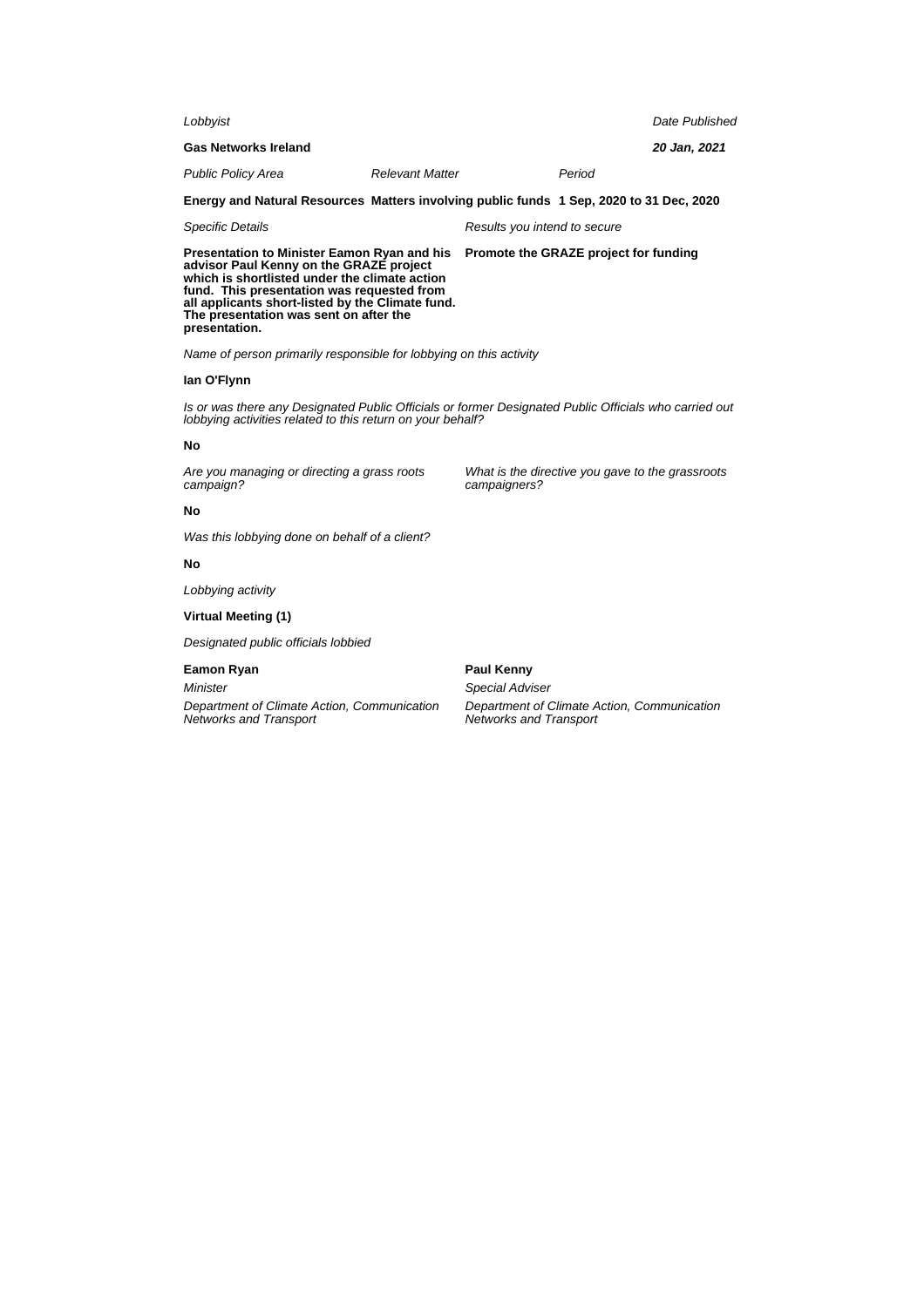*Lobbyist*

**Gas Networks Ireland**

*Date Published*

***20 Jan, 2021***

*Public Policy Area*

**Energy and Natural Resources**

*Relevant Matter*

**Matters involving public funds**

*Period*

**1 Sep, 2020 to 31 Dec, 2020**

*Specific Details*

**Presentation to Minister Eamon Ryan and his advisor Paul Kenny on the GRAZE project which is shortlisted under the climate action fund. This presentation was requested from all applicants short-listed by the Climate fund. The presentation was sent on after the presentation.**

*Results you intend to secure*

**Promote the GRAZE project for funding**

*Name of person primarily responsible for lobbying on this activity*

**Ian O'Flynn**

*Is or was there any Designated Public Officials or former Designated Public Officials who carried out lobbying activities related to this return on your behalf?*

**No**

*Are you managing or directing a grass roots campaign?*

**No**

*What is the directive you gave to the grassroots campaigners?*

*Was this lobbying done on behalf of a client?*

**No**

*Lobbying activity*

**Virtual Meeting (1)**

*Designated public officials lobbied*

**Eamon Ryan**
*Minister*
*Department of Climate Action, Communication Networks and Transport*

**Paul Kenny**
*Special Adviser*
*Department of Climate Action, Communication Networks and Transport*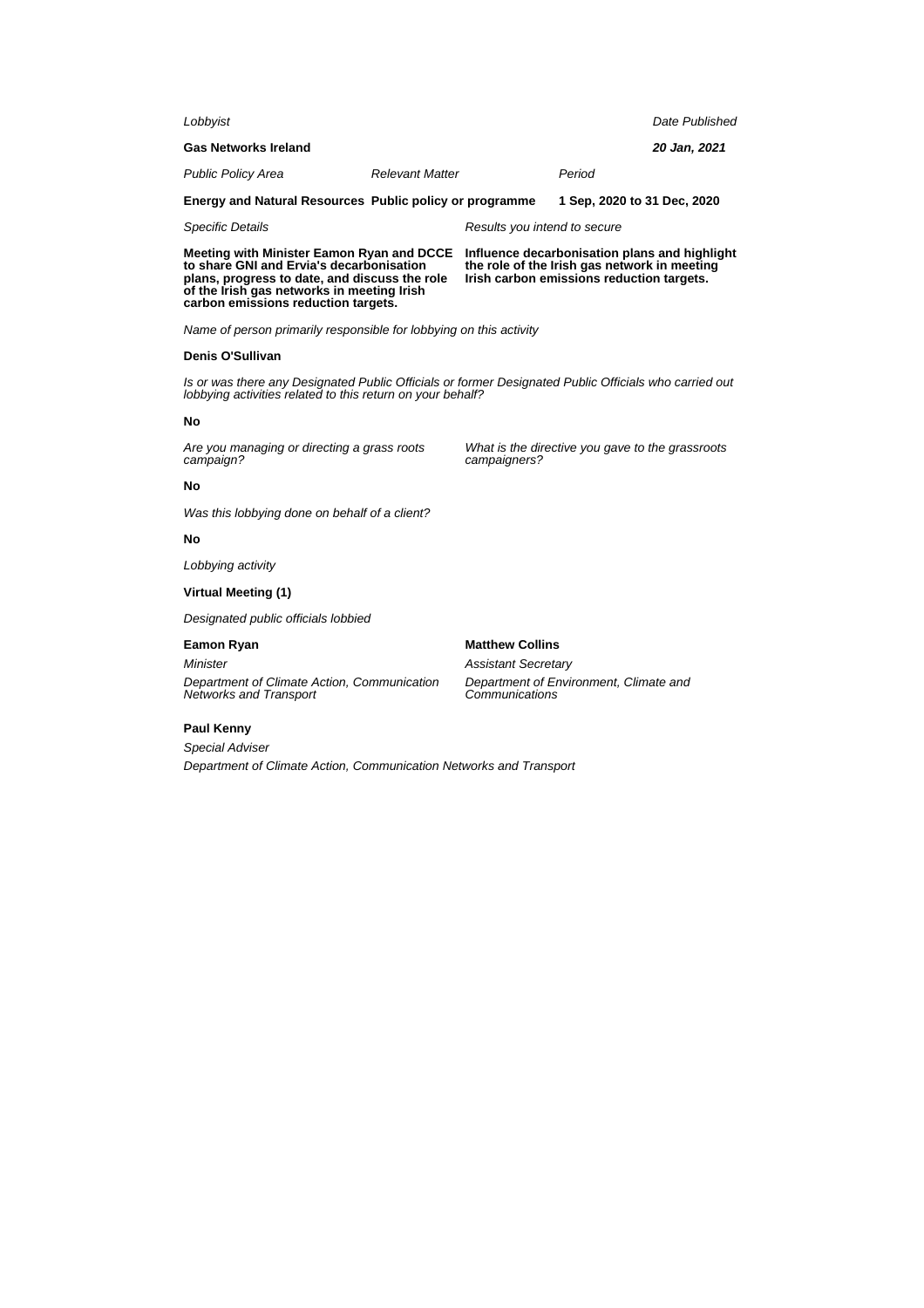*Lobbyist*

**Gas Networks Ireland**

*Date Published*

***20 Jan, 2021***

| *Public Policy Area* | *Relevant Matter* | *Period* |
|---|---|---|
| **Energy and Natural Resources** | **Public policy or programme** | **1 Sep, 2020 to 31 Dec, 2020** |

*Specific Details*

**Meeting with Minister Eamon Ryan and DCCE to share GNI and Ervia's decarbonisation plans, progress to date, and discuss the role of the Irish gas networks in meeting Irish carbon emissions reduction targets.**

*Results you intend to secure*

**Influence decarbonisation plans and highlight the role of the Irish gas network in meeting Irish carbon emissions reduction targets.**

*Name of person primarily responsible for lobbying on this activity*

**Denis O'Sullivan**

*Is or was there any Designated Public Officials or former Designated Public Officials who carried out lobbying activities related to this return on your behalf?*

**No**

*Are you managing or directing a grass roots campaign?*

**No**

*What is the directive you gave to the grassroots campaigners?*

*Was this lobbying done on behalf of a client?*

**No**

*Lobbying activity*

**Virtual Meeting (1)**

*Designated public officials lobbied*

**Eamon Ryan**

*Minister*

*Department of Climate Action, Communication Networks and Transport*

**Matthew Collins**

*Assistant Secretary*

*Department of Environment, Climate and Communications*

**Paul Kenny**

*Special Adviser*

*Department of Climate Action, Communication Networks and Transport*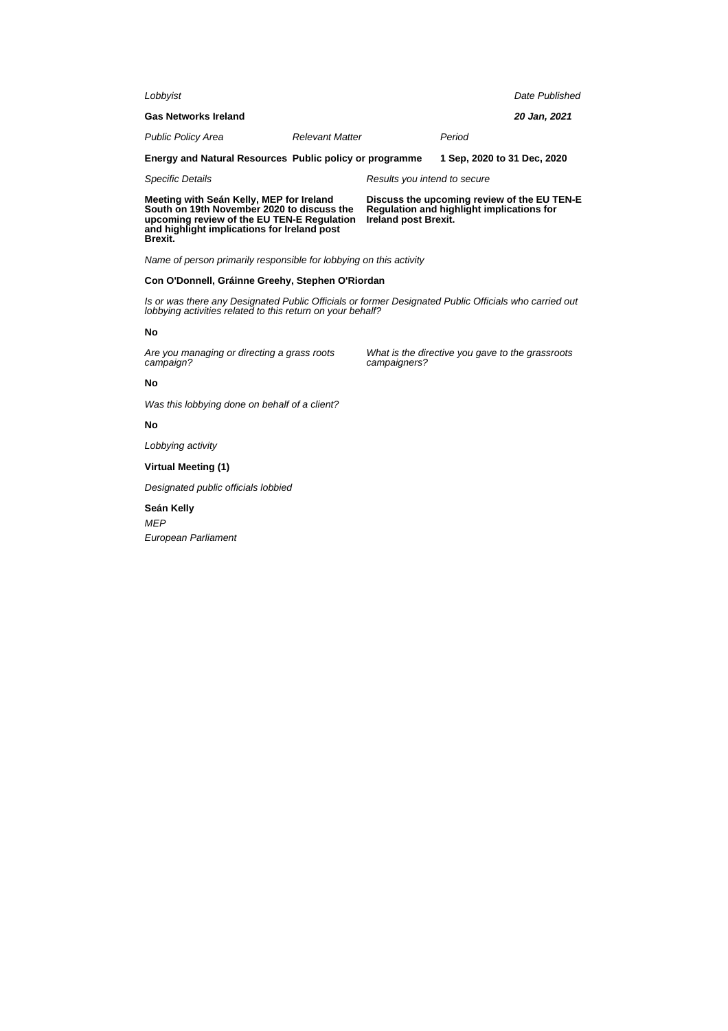*Lobbyist*

**Gas Networks Ireland**

*Date Published*

***20 Jan, 2021***

| *Public Policy Area* | *Relevant Matter* | *Period* |
|---|---|---|
| **Energy and Natural Resources** | **Public policy or programme** | **1 Sep, 2020 to 31 Dec, 2020** |

| *Specific Details* | *Results you intend to secure* |
|---|---|
| **Meeting with Seán Kelly, MEP for Ireland South on 19th November 2020 to discuss the upcoming review of the EU TEN-E Regulation and highlight implications for Ireland post Brexit.** | **Discuss the upcoming review of the EU TEN-E Regulation and highlight implications for Ireland post Brexit.** |

*Name of person primarily responsible for lobbying on this activity*

**Con O'Donnell, Gráinne Greehy, Stephen O'Riordan**

*Is or was there any Designated Public Officials or former Designated Public Officials who carried out lobbying activities related to this return on your behalf?*

**No**

| *Are you managing or directing a grass roots campaign?* | *What is the directive you gave to the grassroots campaigners?* |
|---|---|
| **No** | |

*Was this lobbying done on behalf of a client?*

**No**

*Lobbying activity*

**Virtual Meeting (1)**

*Designated public officials lobbied*

**Seán Kelly**

*MEP*

*European Parliament*